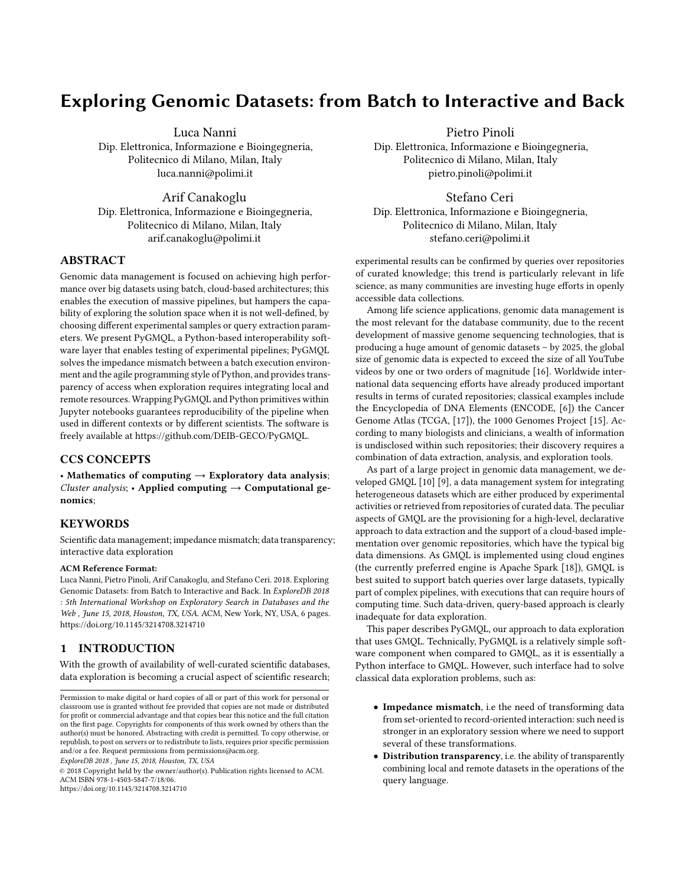# Exploring Genomic Datasets: from Batch to Interactive and Back

Luca Nanni
Dip. Elettronica, Informazione e Bioingegneria,
Politecnico di Milano, Milan, Italy
luca.nanni@polimi.it

Pietro Pinoli
Dip. Elettronica, Informazione e Bioingegneria,
Politecnico di Milano, Milan, Italy
pietro.pinoli@polimi.it

Arif Canakoglu
Dip. Elettronica, Informazione e Bioingegneria,
Politecnico di Milano, Milan, Italy
arif.canakoglu@polimi.it

Stefano Ceri
Dip. Elettronica, Informazione e Bioingegneria,
Politecnico di Milano, Milan, Italy
stefano.ceri@polimi.it

## ABSTRACT

Genomic data management is focused on achieving high performance over big datasets using batch, cloud-based architectures; this enables the execution of massive pipelines, but hampers the capability of exploring the solution space when it is not well-defined, by choosing different experimental samples or query extraction parameters. We present PyGMQL, a Python-based interoperability software layer that enables testing of experimental pipelines; PyGMQL solves the impedance mismatch between a batch execution environment and the agile programming style of Python, and provides transparency of access when exploration requires integrating local and remote resources. Wrapping PyGMQL and Python primitives within Jupyter notebooks guarantees reproducibility of the pipeline when used in different contexts or by different scientists. The software is freely available at https://github.com/DEIB-GECO/PyGMQL.

## CCS CONCEPTS

• **Mathematics of computing → Exploratory data analysis**; *Cluster analysis*; • **Applied computing → Computational genomics**;

## KEYWORDS

Scientific data management; impedance mismatch; data transparency; interactive data exploration

**ACM Reference Format:**

Luca Nanni, Pietro Pinoli, Arif Canakoglu, and Stefano Ceri. 2018. Exploring Genomic Datasets: from Batch to Interactive and Back. In *ExploreDB 2018 : 5th International Workshop on Exploratory Search in Databases and the Web , June 15, 2018, Houston, TX, USA.* ACM, New York, NY, USA, 6 pages. https://doi.org/10.1145/3214708.3214710

## 1 INTRODUCTION

With the growth of availability of well-curated scientific databases, data exploration is becoming a crucial aspect of scientific research; experimental results can be confirmed by queries over repositories of curated knowledge; this trend is particularly relevant in life science, as many communities are investing huge efforts in openly accessible data collections.

Among life science applications, genomic data management is the most relevant for the database community, due to the recent development of massive genome sequencing technologies, that is producing a huge amount of genomic datasets – by 2025, the global size of genomic data is expected to exceed the size of all YouTube videos by one or two orders of magnitude [16]. Worldwide international data sequencing efforts have already produced important results in terms of curated repositories; classical examples include the Encyclopedia of DNA Elements (ENCODE, [6]) the Cancer Genome Atlas (TCGA, [17]), the 1000 Genomes Project [15]. According to many biologists and clinicians, a wealth of information is undisclosed within such repositories; their discovery requires a combination of data extraction, analysis, and exploration tools.

As part of a large project in genomic data management, we developed GMQL [10] [9], a data management system for integrating heterogeneous datasets which are either produced by experimental activities or retrieved from repositories of curated data. The peculiar aspects of GMQL are the provisioning for a high-level, declarative approach to data extraction and the support of a cloud-based implementation over genomic repositories, which have the typical big data dimensions. As GMQL is implemented using cloud engines (the currently preferred engine is Apache Spark [18]), GMQL is best suited to support batch queries over large datasets, typically part of complex pipelines, with executions that can require hours of computing time. Such data-driven, query-based approach is clearly inadequate for data exploration.

This paper describes PyGMQL, our approach to data exploration that uses GMQL. Technically, PyGMQL is a relatively simple software component when compared to GMQL, as it is essentially a Python interface to GMQL. However, such interface had to solve classical data exploration problems, such as:

- **Impedance mismatch**, i.e the need of transforming data from set-oriented to record-oriented interaction: such need is stronger in an exploratory session where we need to support several of these transformations.
- **Distribution transparency**, i.e. the ability of transparently combining local and remote datasets in the operations of the query language.

Permission to make digital or hard copies of all or part of this work for personal or classroom use is granted without fee provided that copies are not made or distributed for profit or commercial advantage and that copies bear this notice and the full citation on the first page. Copyrights for components of this work owned by others than the author(s) must be honored. Abstracting with credit is permitted. To copy otherwise, or republish, to post on servers or to redistribute to lists, requires prior specific permission and/or a fee. Request permissions from permissions@acm.org.

*ExploreDB 2018 , June 15, 2018, Houston, TX, USA*

© 2018 Copyright held by the owner/author(s). Publication rights licensed to ACM.
ACM ISBN 978-1-4503-5847-7/18/06.
https://doi.org/10.1145/3214708.3214710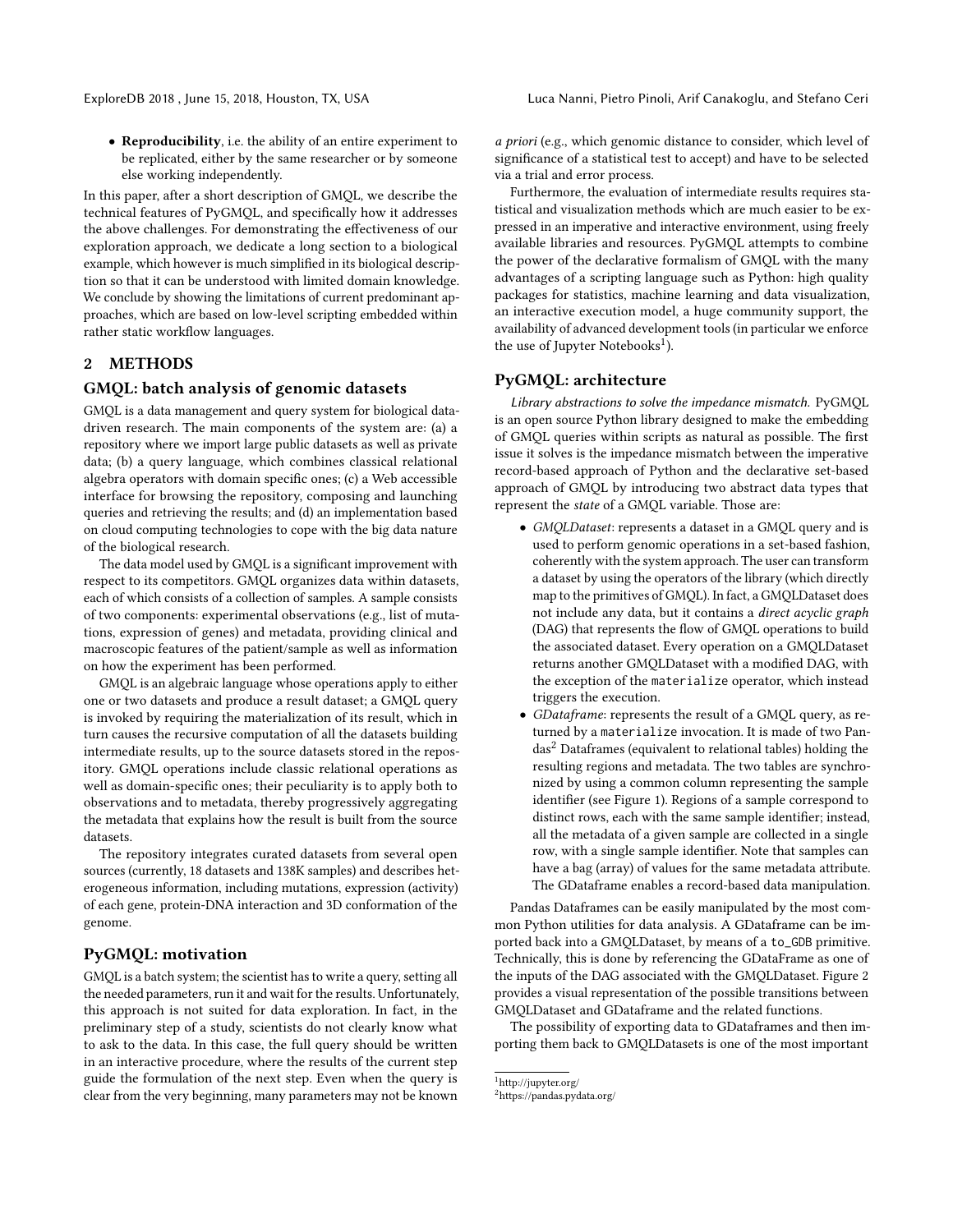- **Reproducibility**, i.e. the ability of an entire experiment to be replicated, either by the same researcher or by someone else working independently.

In this paper, after a short description of GMQL, we describe the technical features of PyGMQL, and specifically how it addresses the above challenges. For demonstrating the effectiveness of our exploration approach, we dedicate a long section to a biological example, which however is much simplified in its biological description so that it can be understood with limited domain knowledge. We conclude by showing the limitations of current predominant approaches, which are based on low-level scripting embedded within rather static workflow languages.

## 2 METHODS

### GMQL: batch analysis of genomic datasets

GMQL is a data management and query system for biological data-driven research. The main components of the system are: (a) a repository where we import large public datasets as well as private data; (b) a query language, which combines classical relational algebra operators with domain specific ones; (c) a Web accessible interface for browsing the repository, composing and launching queries and retrieving the results; and (d) an implementation based on cloud computing technologies to cope with the big data nature of the biological research.

The data model used by GMQL is a significant improvement with respect to its competitors. GMQL organizes data within datasets, each of which consists of a collection of samples. A sample consists of two components: experimental observations (e.g., list of mutations, expression of genes) and metadata, providing clinical and macroscopic features of the patient/sample as well as information on how the experiment has been performed.

GMQL is an algebraic language whose operations apply to either one or two datasets and produce a result dataset; a GMQL query is invoked by requiring the materialization of its result, which in turn causes the recursive computation of all the datasets building intermediate results, up to the source datasets stored in the repository. GMQL operations include classic relational operations as well as domain-specific ones; their peculiarity is to apply both to observations and to metadata, thereby progressively aggregating the metadata that explains how the result is built from the source datasets.

The repository integrates curated datasets from several open sources (currently, 18 datasets and 138K samples) and describes heterogeneous information, including mutations, expression (activity) of each gene, protein-DNA interaction and 3D conformation of the genome.

### PyGMQL: motivation

GMQL is a batch system; the scientist has to write a query, setting all the needed parameters, run it and wait for the results. Unfortunately, this approach is not suited for data exploration. In fact, in the preliminary step of a study, scientists do not clearly know what to ask to the data. In this case, the full query should be written in an interactive procedure, where the results of the current step guide the formulation of the next step. Even when the query is clear from the very beginning, many parameters may not be known *a priori* (e.g., which genomic distance to consider, which level of significance of a statistical test to accept) and have to be selected via a trial and error process.

Furthermore, the evaluation of intermediate results requires statistical and visualization methods which are much easier to be expressed in an imperative and interactive environment, using freely available libraries and resources. PyGMQL attempts to combine the power of the declarative formalism of GMQL with the many advantages of a scripting language such as Python: high quality packages for statistics, machine learning and data visualization, an interactive execution model, a huge community support, the availability of advanced development tools (in particular we enforce the use of Jupyter Notebooks[1]).

### PyGMQL: architecture

*Library abstractions to solve the impedance mismatch.* PyGMQL is an open source Python library designed to make the embedding of GMQL queries within scripts as natural as possible. The first issue it solves is the impedance mismatch between the imperative record-based approach of Python and the declarative set-based approach of GMQL by introducing two abstract data types that represent the *state* of a GMQL variable. Those are:

- *GMQLDataset*: represents a dataset in a GMQL query and is used to perform genomic operations in a set-based fashion, coherently with the system approach. The user can transform a dataset by using the operators of the library (which directly map to the primitives of GMQL). In fact, a GMQLDataset does not include any data, but it contains a *direct acyclic graph* (DAG) that represents the flow of GMQL operations to build the associated dataset. Every operation on a GMQLDataset returns another GMQLDataset with a modified DAG, with the exception of the `materialize` operator, which instead triggers the execution.
- *GDataframe*: represents the result of a GMQL query, as returned by a `materialize` invocation. It is made of two Pandas[2] Dataframes (equivalent to relational tables) holding the resulting regions and metadata. The two tables are synchronized by using a common column representing the sample identifier (see Figure 1). Regions of a sample correspond to distinct rows, each with the same sample identifier; instead, all the metadata of a given sample are collected in a single row, with a single sample identifier. Note that samples can have a bag (array) of values for the same metadata attribute. The GDataframe enables a record-based data manipulation.

Pandas Dataframes can be easily manipulated by the most common Python utilities for data analysis. A GDataframe can be imported back into a GMQLDataset, by means of a `to_GDB` primitive. Technically, this is done by referencing the GDataFrame as one of the inputs of the DAG associated with the GMQLDataset. Figure 2 provides a visual representation of the possible transitions between GMQLDataset and GDataframe and the related functions.

The possibility of exporting data to GDataframes and then importing them back to GMQLDatasets is one of the most important

[1] http://jupyter.org/
[2] https://pandas.pydata.org/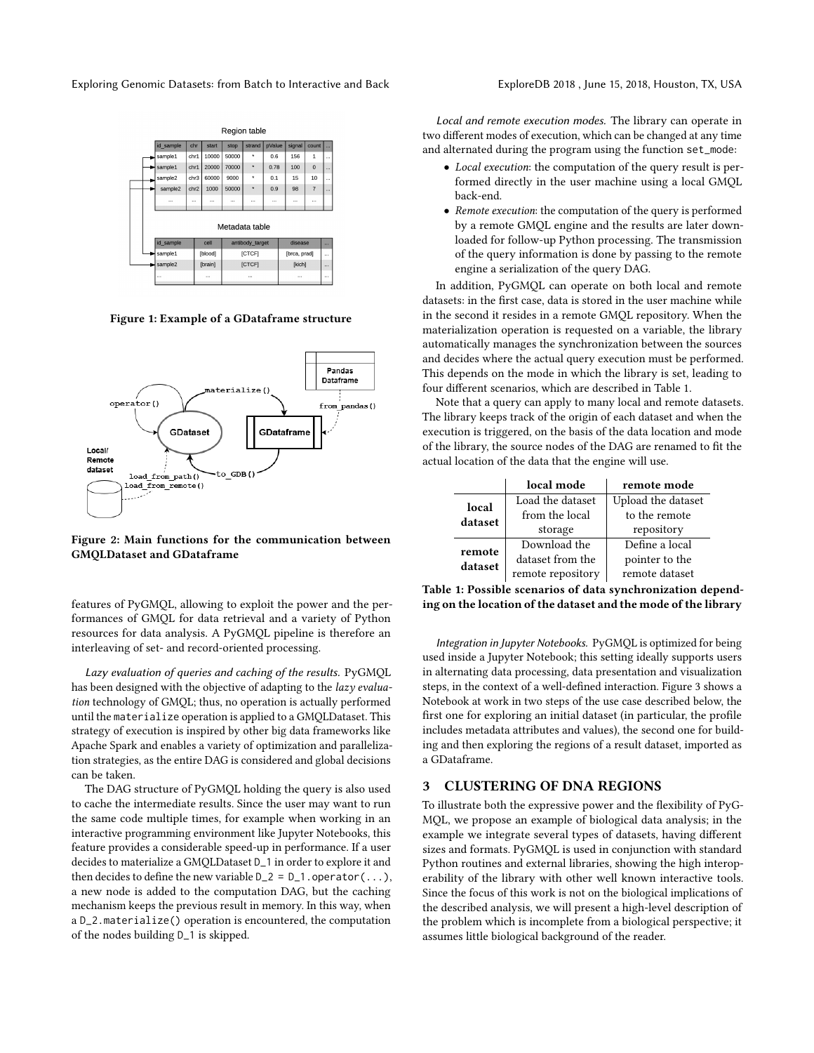Region table

| id_sample | chr | start | stop | strand | pValue | signal | count | ... |
|---|---|---|---|---|---|---|---|---|
| sample1 | chr1 | 10000 | 50000 | * | 0.6 | 156 | 1 | ... |
| sample1 | chr1 | 20000 | 70000 | * | 0.78 | 100 | 0 | ... |
| sample2 | chr3 | 60000 | 9000 | * | 0.1 | 15 | 10 | ... |
| sample2 | chr2 | 1000 | 50000 | * | 0.9 | 98 | 7 | ... |
| ... | ... | ... | ... | ... | ... | ... | ... | |

Metadata table

| id_sample | cell | antibody_target | disease | ... |
|---|---|---|---|---|
| sample1 | [blood] | [CTCF] | [brca, prad] | ... |
| sample2 | [brain] | [CTCF] | [kich] | ... |
| ... | ... | ... | ... | ... |

**Figure 1: Example of a GDataframe structure**

operator()
materialize()
Pandas Dataframe
from_pandas()
GDataset
GDataframe
Local/ Remote dataset
load_from_path()
load_from_remote()
to_GDB()

**Figure 2: Main functions for the communication between GMQLDataset and GDataframe**

features of PyGMQL, allowing to exploit the power and the performances of GMQL for data retrieval and a variety of Python resources for data analysis. A PyGMQL pipeline is therefore an interleaving of set- and record-oriented processing.

*Lazy evaluation of queries and caching of the results.* PyGMQL has been designed with the objective of adapting to the *lazy evaluation* technology of GMQL; thus, no operation is actually performed until the `materialize` operation is applied to a GMQLDataset. This strategy of execution is inspired by other big data frameworks like Apache Spark and enables a variety of optimization and parallelization strategies, as the entire DAG is considered and global decisions can be taken.

The DAG structure of PyGMQL holding the query is also used to cache the intermediate results. Since the user may want to run the same code multiple times, for example when working in an interactive programming environment like Jupyter Notebooks, this feature provides a considerable speed-up in performance. If a user decides to materialize a GMQLDataset `D_1` in order to explore it and then decides to define the new variable `D_2 = D_1.operator(...)`, a new node is added to the computation DAG, but the caching mechanism keeps the previous result in memory. In this way, when a `D_2.materialize()` operation is encountered, the computation of the nodes building `D_1` is skipped.

*Local and remote execution modes.* The library can operate in two different modes of execution, which can be changed at any time and alternated during the program using the function `set_mode`:

- *Local execution*: the computation of the query result is performed directly in the user machine using a local GMQL back-end.
- *Remote execution*: the computation of the query is performed by a remote GMQL engine and the results are later downloaded for follow-up Python processing. The transmission of the query information is done by passing to the remote engine a serialization of the query DAG.

In addition, PyGMQL can operate on both local and remote datasets: in the first case, data is stored in the user machine while in the second it resides in a remote GMQL repository. When the materialization operation is requested on a variable, the library automatically manages the synchronization between the sources and decides where the actual query execution must be performed. This depends on the mode in which the library is set, leading to four different scenarios, which are described in Table 1.

Note that a query can apply to many local and remote datasets. The library keeps track of the origin of each dataset and when the execution is triggered, on the basis of the data location and mode of the library, the source nodes of the DAG are renamed to fit the actual location of the data that the engine will use.

| | **local mode** | **remote mode** |
|---|---|---|
| **local dataset** | Load the dataset from the local storage | Upload the dataset to the remote repository |
| **remote dataset** | Download the dataset from the remote repository | Define a local pointer to the remote dataset |

**Table 1: Possible scenarios of data synchronization depending on the location of the dataset and the mode of the library**

*Integration in Jupyter Notebooks.* PyGMQL is optimized for being used inside a Jupyter Notebook; this setting ideally supports users in alternating data processing, data presentation and visualization steps, in the context of a well-defined interaction. Figure 3 shows a Notebook at work in two steps of the use case described below, the first one for exploring an initial dataset (in particular, the profile includes metadata attributes and values), the second one for building and then exploring the regions of a result dataset, imported as a GDataframe.

## 3 CLUSTERING OF DNA REGIONS

To illustrate both the expressive power and the flexibility of PyGMQL, we propose an example of biological data analysis; in the example we integrate several types of datasets, having different sizes and formats. PyGMQL is used in conjunction with standard Python routines and external libraries, showing the high interoperability of the library with other well known interactive tools. Since the focus of this work is not on the biological implications of the described analysis, we will present a high-level description of the problem which is incomplete from a biological perspective; it assumes little biological background of the reader.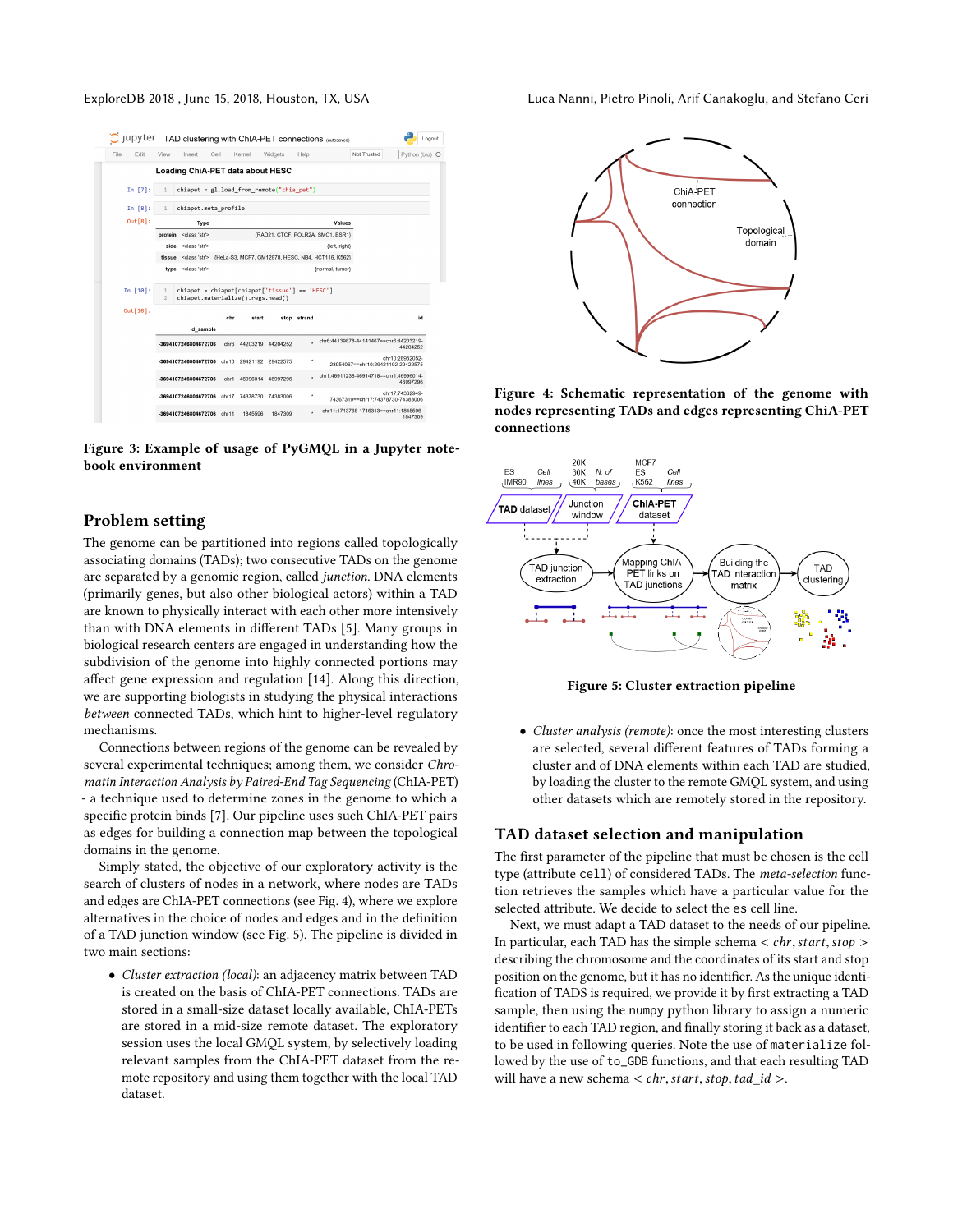Figure 3: Example of usage of PyGMQL in a Jupyter notebook environment

Figure 4: Schematic representation of the genome with nodes representing TADs and edges representing ChIA-PET connections

Figure 5: Cluster extraction pipeline

## Problem setting

The genome can be partitioned into regions called topologically associating domains (TADs); two consecutive TADs on the genome are separated by a genomic region, called *junction*. DNA elements (primarily genes, but also other biological actors) within a TAD are known to physically interact with each other more intensively than with DNA elements in different TADs [5]. Many groups in biological research centers are engaged in understanding how the subdivision of the genome into highly connected portions may affect gene expression and regulation [14]. Along this direction, we are supporting biologists in studying the physical interactions *between* connected TADs, which hint to higher-level regulatory mechanisms.

Connections between regions of the genome can be revealed by several experimental techniques; among them, we consider *Chromatin Interaction Analysis by Paired-End Tag Sequencing* (ChIA-PET) - a technique used to determine zones in the genome to which a specific protein binds [7]. Our pipeline uses such ChIA-PET pairs as edges for building a connection map between the topological domains in the genome.

Simply stated, the objective of our exploratory activity is the search of clusters of nodes in a network, where nodes are TADs and edges are ChIA-PET connections (see Fig. 4), where we explore alternatives in the choice of nodes and edges and in the definition of a TAD junction window (see Fig. 5). The pipeline is divided in two main sections:

- *Cluster extraction (local)*: an adjacency matrix between TAD is created on the basis of ChIA-PET connections. TADs are stored in a small-size dataset locally available, ChIA-PETs are stored in a mid-size remote dataset. The exploratory session uses the local GMQL system, by selectively loading relevant samples from the ChIA-PET dataset from the remote repository and using them together with the local TAD dataset.
- *Cluster analysis (remote)*: once the most interesting clusters are selected, several different features of TADs forming a cluster and of DNA elements within each TAD are studied, by loading the cluster to the remote GMQL system, and using other datasets which are remotely stored in the repository.

## TAD dataset selection and manipulation

The first parameter of the pipeline that must be chosen is the cell type (attribute `cell`) of considered TADs. The *meta-selection* function retrieves the samples which have a particular value for the selected attribute. We decide to select the `es` cell line.

Next, we must adapt a TAD dataset to the needs of our pipeline. In particular, each TAD has the simple schema $< chr, start, stop >$ describing the chromosome and the coordinates of its start and stop position on the genome, but it has no identifier. As the unique identification of TADS is required, we provide it by first extracting a TAD sample, then using the `numpy` python library to assign a numeric identifier to each TAD region, and finally storing it back as a dataset, to be used in following queries. Note the use of `materialize` followed by the use of `to_GDB` functions, and that each resulting TAD will have a new schema $< chr, start, stop, tad\_id >$.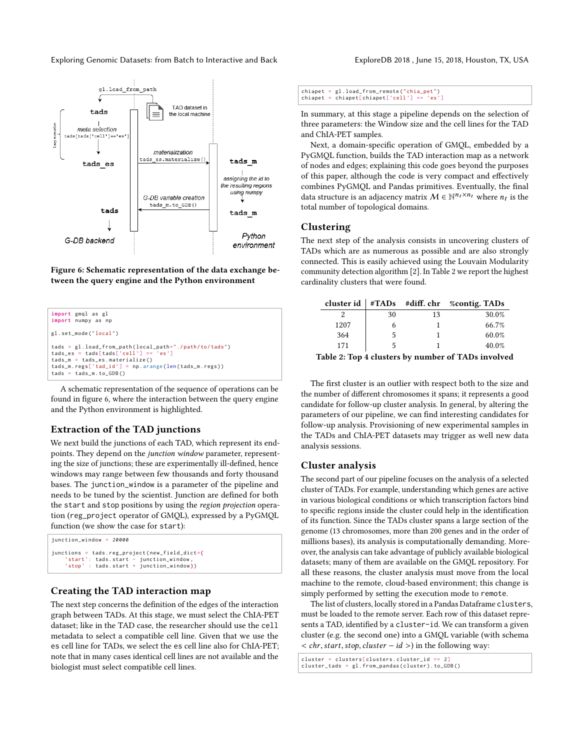**Figure 6: Schematic representation of the data exchange between the query engine and the Python environment**

```
import gmql as gl
import numpy as np

gl.set_mode("local")

tads = gl.load_from_path(local_path="./path/to/tads")
tads_es = tads[tads['cell'] == 'es']
tads_m = tads_es.materialize()
tads_m.regs['tad_id'] = np.arange(len(tads_m.regs))
tads = tads_m.to_GDB()
```

A schematic representation of the sequence of operations can be found in figure 6, where the interaction between the query engine and the Python environment is highlighted.

## Extraction of the TAD junctions

We next build the junctions of each TAD, which represent its endpoints. They depend on the *junction window* parameter, representing the size of junctions; these are experimentally ill-defined, hence windows may range between few thousands and forty thousand bases. The `junction_window` is a parameter of the pipeline and needs to be tuned by the scientist. Junction are defined for both the `start` and `stop` positions by using the *region projection* operation (`reg_project` operator of GMQL), expressed by a PyGMQL function (we show the case for `start`):

```
junction_window = 20000

junctions = tads.reg_project(new_field_dict={
    'start': tads.start - junction_window,
    'stop' : tads.start + junction_window})
```

## Creating the TAD interaction map

The next step concerns the definition of the edges of the interaction graph between TADs. At this stage, we must select the ChIA-PET dataset; like in the TAD case, the researcher should use the `cell` metadata to select a compatible cell line. Given that we use the `es` cell line for TADs, we select the `es` cell line also for ChIA-PET; note that in many cases identical cell lines are not available and the biologist must select compatible cell lines.

```
chiapet = gl.load_from_remote("chia_pet")
chiapet = chiapet[chiapet['cell'] == 'es']
```

In summary, at this stage a pipeline depends on the selection of three parameters: the Window size and the cell lines for the TAD and ChIA-PET samples.

Next, a domain-specific operation of GMQL, embedded by a PyGMQL function, builds the TAD interaction map as a network of nodes and edges; explaining this code goes beyond the purposes of this paper, although the code is very compact and effectively combines PyGMQL and Pandas primitives. Eventually, the final data structure is an adjacency matrix $\mathcal{M} \in \mathbb{N}^{n_t \times n_t}$ where $n_t$ is the total number of topological domains.

## Clustering

The next step of the analysis consists in uncovering clusters of TADs which are as numerous as possible and are also strongly connected. This is easily achieved using the Louvain Modularity community detection algorithm [2]. In Table 2 we report the highest cardinality clusters that were found.

| cluster id | #TADs | #diff. chr | %contig. TADs |
|---|---|---|---|
| 2 | 30 | 13 | 30.0% |
| 1207 | 6 | 1 | 66.7% |
| 364 | 5 | 1 | 60.0% |
| 171 | 5 | 1 | 40.0% |

**Table 2: Top 4 clusters by number of TADs involved**

The first cluster is an outlier with respect both to the size and the number of different chromosomes it spans; it represents a good candidate for follow-up cluster analysis. In general, by altering the parameters of our pipeline, we can find interesting candidates for follow-up analysis. Provisioning of new experimental samples in the TADs and ChIA-PET datasets may trigger as well new data analysis sessions.

## Cluster analysis

The second part of our pipeline focuses on the analysis of a selected cluster of TADs. For example, understanding which genes are active in various biological conditions or which transcription factors bind to specific regions inside the cluster could help in the identification of its function. Since the TADs cluster spans a large section of the genome (13 chromosomes, more than 200 genes and in the order of millions bases), its analysis is computationally demanding. Moreover, the analysis can take advantage of publicly available biological datasets; many of them are available on the GMQL repository. For all these reasons, the cluster analysis must move from the local machine to the remote, cloud-based environment; this change is simply performed by setting the execution mode to `remote`.

The list of clusters, locally stored in a Pandas Dataframe `clusters`, must be loaded to the remote server. Each row of this dataset represents a TAD, identified by a `cluster-id`. We can transform a given cluster (e.g. the second one) into a GMQL variable (with schema $< chr, start, stop, cluster-id >$) in the following way:

```
cluster = clusters[clusters.cluster_id == 2]
cluster_tads = gl.from_pandas(cluster).to_GDB()
```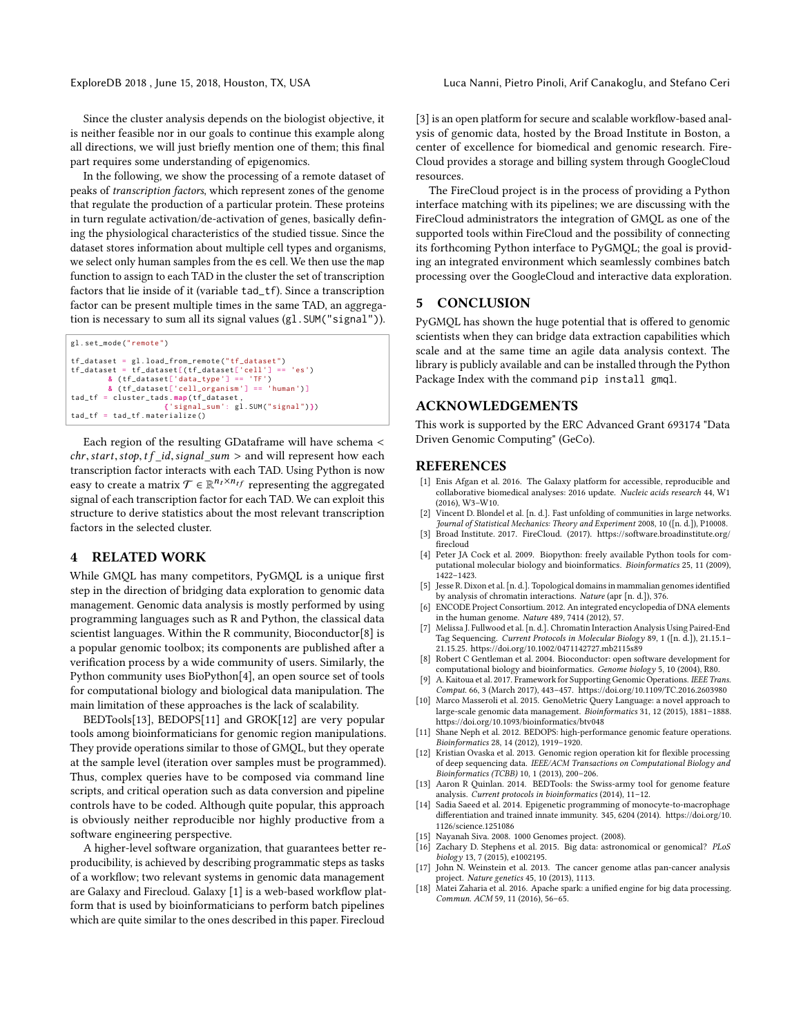Since the cluster analysis depends on the biologist objective, it is neither feasible nor in our goals to continue this example along all directions, we will just briefly mention one of them; this final part requires some understanding of epigenomics.

In the following, we show the processing of a remote dataset of peaks of *transcription factors*, which represent zones of the genome that regulate the production of a particular protein. These proteins in turn regulate activation/de-activation of genes, basically defining the physiological characteristics of the studied tissue. Since the dataset stores information about multiple cell types and organisms, we select only human samples from the `es` cell. We then use the `map` function to assign to each TAD in the cluster the set of transcription factors that lie inside of it (variable `tad_tf`). Since a transcription factor can be present multiple times in the same TAD, an aggregation is necessary to sum all its signal values (`gl.SUM("signal")`).

```
gl.set_mode("remote")

tf_dataset = gl.load_from_remote("tf_dataset")
tf_dataset = tf_dataset[(tf_dataset['cell'] == 'es')
        & (tf_dataset['data_type'] == 'TF')
        & (tf_dataset['cell_organism'] == 'human')]
tad_tf = cluster_tads.map(tf_dataset,
                {'signal_sum': gl.SUM("signal")})
tad_tf = tad_tf.materialize()
```

Each region of the resulting GDataframe will have schema $< chr, start, stop, tf\_id, signal\_sum >$ and will represent how each transcription factor interacts with each TAD. Using Python is now easy to create a matrix $\mathcal{T} \in \mathbb{R}^{n_t \times n_{tf}}$ representing the aggregated signal of each transcription factor for each TAD. We can exploit this structure to derive statistics about the most relevant transcription factors in the selected cluster.

## 4 RELATED WORK

While GMQL has many competitors, PyGMQL is a unique first step in the direction of bridging data exploration to genomic data management. Genomic data analysis is mostly performed by using programming languages such as R and Python, the classical data scientist languages. Within the R community, Bioconductor[8] is a popular genomic toolbox; its components are published after a verification process by a wide community of users. Similarly, the Python community uses BioPython[4], an open source set of tools for computational biology and biological data manipulation. The main limitation of these approaches is the lack of scalability.

BEDTools[13], BEDOPS[11] and GROK[12] are very popular tools among bioinformaticians for genomic region manipulations. They provide operations similar to those of GMQL, but they operate at the sample level (iteration over samples must be programmed). Thus, complex queries have to be composed via command line scripts, and critical operation such as data conversion and pipeline controls have to be coded. Although quite popular, this approach is obviously neither reproducible nor highly productive from a software engineering perspective.

A higher-level software organization, that guarantees better reproducibility, is achieved by describing programmatic steps as tasks of a workflow; two relevant systems in genomic data management are Galaxy and Firecloud. Galaxy [1] is a web-based workflow platform that is used by bioinformaticians to perform batch pipelines which are quite similar to the ones described in this paper. Firecloud [3] is an open platform for secure and scalable workflow-based analysis of genomic data, hosted by the Broad Institute in Boston, a center of excellence for biomedical and genomic research. FireCloud provides a storage and billing system through GoogleCloud resources.

The FireCloud project is in the process of providing a Python interface matching with its pipelines; we are discussing with the FireCloud administrators the integration of GMQL as one of the supported tools within FireCloud and the possibility of connecting its forthcoming Python interface to PyGMQL; the goal is providing an integrated environment which seamlessly combines batch processing over the GoogleCloud and interactive data exploration.

## 5 CONCLUSION

PyGMQL has shown the huge potential that is offered to genomic scientists when they can bridge data extraction capabilities which scale and at the same time an agile data analysis context. The library is publicly available and can be installed through the Python Package Index with the command `pip install gmql`.

## ACKNOWLEDGEMENTS

This work is supported by the ERC Advanced Grant 693174 "Data Driven Genomic Computing" (GeCo).

## REFERENCES

[1] Enis Afgan et al. 2016. The Galaxy platform for accessible, reproducible and collaborative biomedical analyses: 2016 update. *Nucleic acids research* 44, W1 (2016), W3–W10.

[2] Vincent D. Blondel et al. [n. d.]. Fast unfolding of communities in large networks. *Journal of Statistical Mechanics: Theory and Experiment* 2008, 10 ([n. d.]), P10008.

[3] Broad Institute. 2017. FireCloud. (2017). https://software.broadinstitute.org/firecloud

[4] Peter JA Cock et al. 2009. Biopython: freely available Python tools for computational molecular biology and bioinformatics. *Bioinformatics* 25, 11 (2009), 1422–1423.

[5] Jesse R. Dixon et al. [n. d.]. Topological domains in mammalian genomes identified by analysis of chromatin interactions. *Nature* (apr [n. d.]), 376.

[6] ENCODE Project Consortium. 2012. An integrated encyclopedia of DNA elements in the human genome. *Nature* 489, 7414 (2012), 57.

[7] Melissa J. Fullwood et al. [n. d.]. Chromatin Interaction Analysis Using Paired-End Tag Sequencing. *Current Protocols in Molecular Biology* 89, 1 ([n. d.]), 21.15.1–21.15.25. https://doi.org/10.1002/0471142727.mb2115s89

[8] Robert C Gentleman et al. 2004. Bioconductor: open software development for computational biology and bioinformatics. *Genome biology* 5, 10 (2004), R80.

[9] A. Kaitoua et al. 2017. Framework for Supporting Genomic Operations. *IEEE Trans. Comput.* 66, 3 (March 2017), 443–457. https://doi.org/10.1109/TC.2016.2603980

[10] Marco Masseroli et al. 2015. GenoMetric Query Language: a novel approach to large-scale genomic data management. *Bioinformatics* 31, 12 (2015), 1881–1888. https://doi.org/10.1093/bioinformatics/btv048

[11] Shane Neph et al. 2012. BEDOPS: high-performance genomic feature operations. *Bioinformatics* 28, 14 (2012), 1919–1920.

[12] Kristian Ovaska et al. 2013. Genomic region operation kit for flexible processing of deep sequencing data. *IEEE/ACM Transactions on Computational Biology and Bioinformatics (TCBB)* 10, 1 (2013), 200–206.

[13] Aaron R Quinlan. 2014. BEDTools: the Swiss-army tool for genome feature analysis. *Current protocols in bioinformatics* (2014), 11–12.

[14] Sadia Saeed et al. 2014. Epigenetic programming of monocyte-to-macrophage differentiation and trained innate immunity. 345, 6204 (2014). https://doi.org/10.1126/science.1251086

[15] Nayanah Siva. 2008. 1000 Genomes project. (2008).

[16] Zachary D. Stephens et al. 2015. Big data: astronomical or genomical? *PLoS biology* 13, 7 (2015), e1002195.

[17] John N. Weinstein et al. 2013. The cancer genome atlas pan-cancer analysis project. *Nature genetics* 45, 10 (2013), 1113.

[18] Matei Zaharia et al. 2016. Apache spark: a unified engine for big data processing. *Commun. ACM* 59, 11 (2016), 56–65.